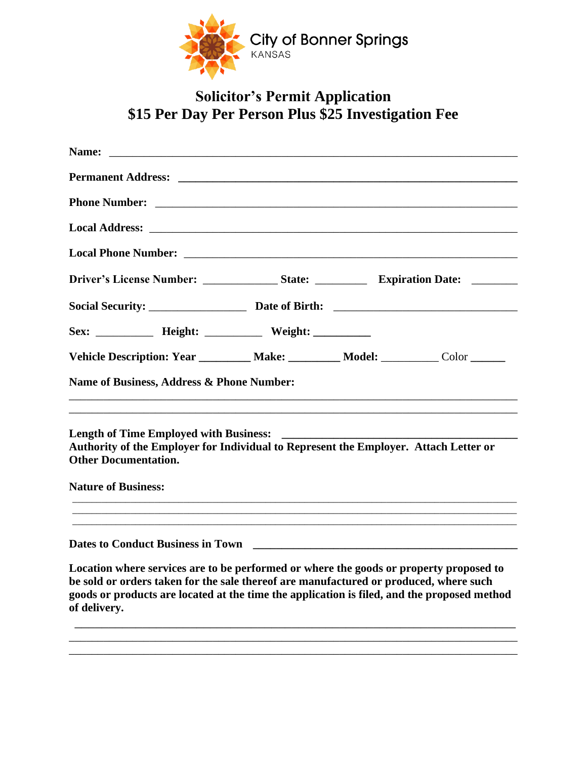City of Bonner Springs
KANSAS

# Solicitor's Permit Application
## $15 Per Day Per Person Plus $25 Investigation Fee

**Name:** ____________________________________________________________

**Permanent Address:** ________________________________________________

**Phone Number:** ____________________________________________________

**Local Address:** ____________________________________________________

**Local Phone Number:** _______________________________________________

**Driver's License Number:** ____________ **State:** _________ **Expiration Date:** ________

**Social Security:** ________________ **Date of Birth:** ______________________________

**Sex:** __________ **Height:** __________ **Weight:** __________

**Vehicle Description: Year** _________ **Make:** _________ **Model:** __________ Color ______

**Name of Business, Address & Phone Number:**

______________________________________________________________________

______________________________________________________________________

**Length of Time Employed with Business:** ______________________________________

**Authority of the Employer for Individual to Represent the Employer. Attach Letter or Other Documentation.**

**Nature of Business:**

______________________________________________________________________

______________________________________________________________________

______________________________________________________________________

**Dates to Conduct Business in Town** ___________________________________________

**Location where services are to be performed or where the goods or property proposed to be sold or orders taken for the sale thereof are manufactured or produced, where such goods or products are located at the time the application is filed, and the proposed method of delivery.**

______________________________________________________________________

______________________________________________________________________

______________________________________________________________________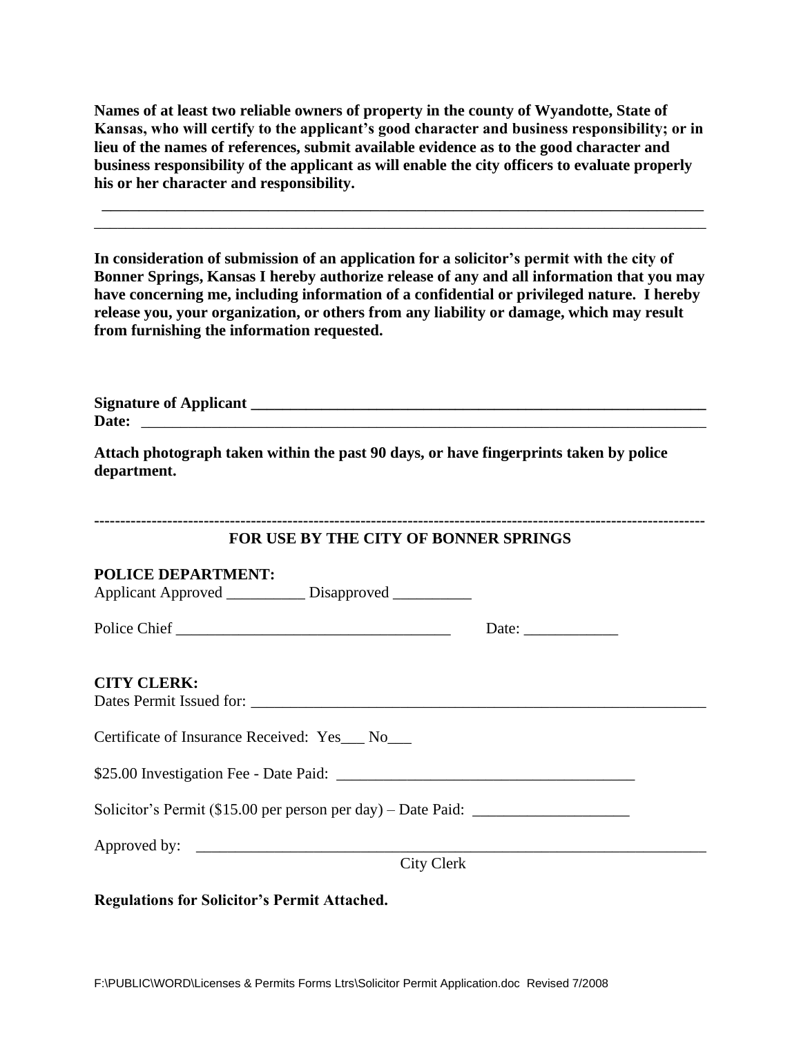**Names of at least two reliable owners of property in the county of Wyandotte, State of Kansas, who will certify to the applicant's good character and business responsibility; or in lieu of the names of references, submit available evidence as to the good character and business responsibility of the applicant as will enable the city officers to evaluate properly his or her character and responsibility.**

\_\_\_\_\_\_\_\_\_\_\_\_\_\_\_\_\_\_\_\_\_\_\_\_\_\_\_\_\_\_\_\_\_\_\_\_\_\_\_\_\_\_\_\_\_\_\_\_\_\_\_\_\_\_\_\_\_\_\_\_\_\_\_\_\_\_\_\_\_\_\_\_\_\_\_\_\_\_

\_\_\_\_\_\_\_\_\_\_\_\_\_\_\_\_\_\_\_\_\_\_\_\_\_\_\_\_\_\_\_\_\_\_\_\_\_\_\_\_\_\_\_\_\_\_\_\_\_\_\_\_\_\_\_\_\_\_\_\_\_\_\_\_\_\_\_\_\_\_\_\_\_\_\_\_\_\_

**In consideration of submission of an application for a solicitor's permit with the city of Bonner Springs, Kansas I hereby authorize release of any and all information that you may have concerning me, including information of a confidential or privileged nature. I hereby release you, your organization, or others from any liability or damage, which may result from furnishing the information requested.**

**Signature of Applicant** \_\_\_\_\_\_\_\_\_\_\_\_\_\_\_\_\_\_\_\_\_\_\_\_\_\_\_\_\_\_\_\_\_\_\_\_\_\_\_\_\_\_\_\_\_\_\_\_\_\_\_\_\_\_\_\_\_\_
**Date:** \_\_\_\_\_\_\_\_\_\_\_\_\_\_\_\_\_\_\_\_\_\_\_\_\_\_\_\_\_\_\_\_\_\_\_\_\_\_\_\_\_\_\_\_\_\_\_\_\_\_\_\_\_\_\_\_\_\_\_\_\_\_\_\_\_\_\_\_

**Attach photograph taken within the past 90 days, or have fingerprints taken by police department.**

---

**FOR USE BY THE CITY OF BONNER SPRINGS**

**POLICE DEPARTMENT:**
Applicant Approved \_\_\_\_\_\_\_\_\_\_ Disapproved \_\_\_\_\_\_\_\_\_\_

Police Chief \_\_\_\_\_\_\_\_\_\_\_\_\_\_\_\_\_\_\_\_\_\_\_\_\_\_\_\_\_\_\_\_\_\_\_ Date: \_\_\_\_\_\_\_\_\_\_\_\_

**CITY CLERK:**
Dates Permit Issued for: \_\_\_\_\_\_\_\_\_\_\_\_\_\_\_\_\_\_\_\_\_\_\_\_\_\_\_\_\_\_\_\_\_\_\_\_\_\_\_\_\_\_\_\_\_\_\_\_\_\_\_\_\_\_\_\_\_\_\_\_

Certificate of Insurance Received: Yes\_\_\_ No\_\_\_

$25.00 Investigation Fee - Date Paid: \_\_\_\_\_\_\_\_\_\_\_\_\_\_\_\_\_\_\_\_\_\_\_\_\_\_\_\_\_\_\_\_\_\_\_\_\_\_\_

Solicitor's Permit ($15.00 per person per day) – Date Paid: \_\_\_\_\_\_\_\_\_\_\_\_\_\_\_\_\_\_\_\_

Approved by: \_\_\_\_\_\_\_\_\_\_\_\_\_\_\_\_\_\_\_\_\_\_\_\_\_\_\_\_\_\_\_\_\_\_\_\_\_\_\_\_\_\_\_\_\_\_\_\_\_\_\_\_\_\_\_\_\_\_\_\_\_\_\_\_\_
City Clerk

**Regulations for Solicitor's Permit Attached.**

F:\PUBLIC\WORD\Licenses & Permits Forms Ltrs\Solicitor Permit Application.doc Revised 7/2008